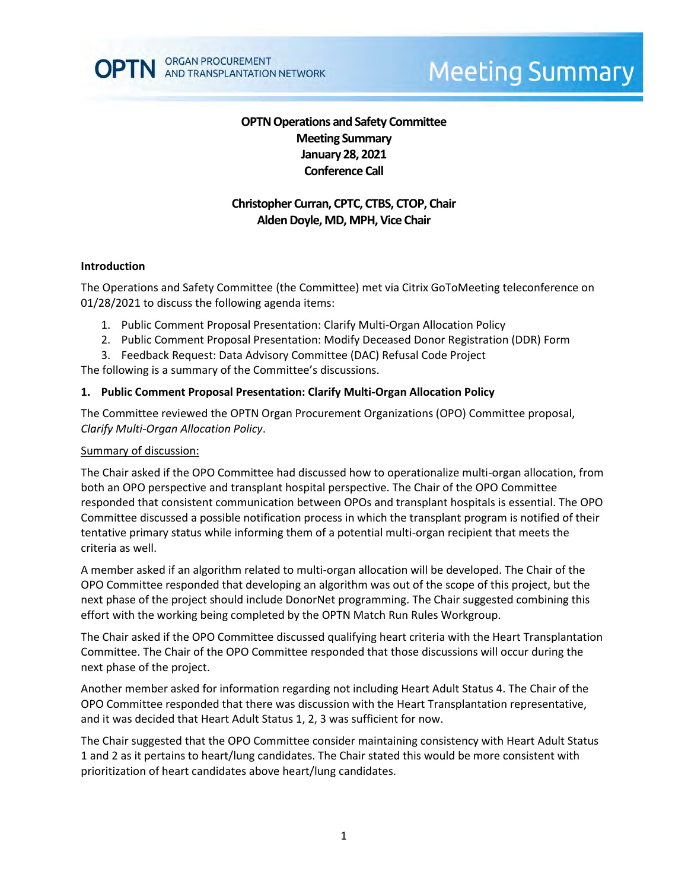# OPTN Operations and Safety Committee
## Meeting Summary
## January 28, 2021
## Conference Call

**Christopher Curran, CPTC, CTBS, CTOP, Chair**
**Alden Doyle, MD, MPH, Vice Chair**

### Introduction

The Operations and Safety Committee (the Committee) met via Citrix GoToMeeting teleconference on 01/28/2021 to discuss the following agenda items:

1. Public Comment Proposal Presentation: Clarify Multi-Organ Allocation Policy
2. Public Comment Proposal Presentation: Modify Deceased Donor Registration (DDR) Form
3. Feedback Request: Data Advisory Committee (DAC) Refusal Code Project

The following is a summary of the Committee's discussions.

### 1. Public Comment Proposal Presentation: Clarify Multi-Organ Allocation Policy

The Committee reviewed the OPTN Organ Procurement Organizations (OPO) Committee proposal, *Clarify Multi-Organ Allocation Policy*.

Summary of discussion:

The Chair asked if the OPO Committee had discussed how to operationalize multi-organ allocation, from both an OPO perspective and transplant hospital perspective. The Chair of the OPO Committee responded that consistent communication between OPOs and transplant hospitals is essential. The OPO Committee discussed a possible notification process in which the transplant program is notified of their tentative primary status while informing them of a potential multi-organ recipient that meets the criteria as well.

A member asked if an algorithm related to multi-organ allocation will be developed. The Chair of the OPO Committee responded that developing an algorithm was out of the scope of this project, but the next phase of the project should include DonorNet programming. The Chair suggested combining this effort with the working being completed by the OPTN Match Run Rules Workgroup.

The Chair asked if the OPO Committee discussed qualifying heart criteria with the Heart Transplantation Committee. The Chair of the OPO Committee responded that those discussions will occur during the next phase of the project.

Another member asked for information regarding not including Heart Adult Status 4. The Chair of the OPO Committee responded that there was discussion with the Heart Transplantation representative, and it was decided that Heart Adult Status 1, 2, 3 was sufficient for now.

The Chair suggested that the OPO Committee consider maintaining consistency with Heart Adult Status 1 and 2 as it pertains to heart/lung candidates. The Chair stated this would be more consistent with prioritization of heart candidates above heart/lung candidates.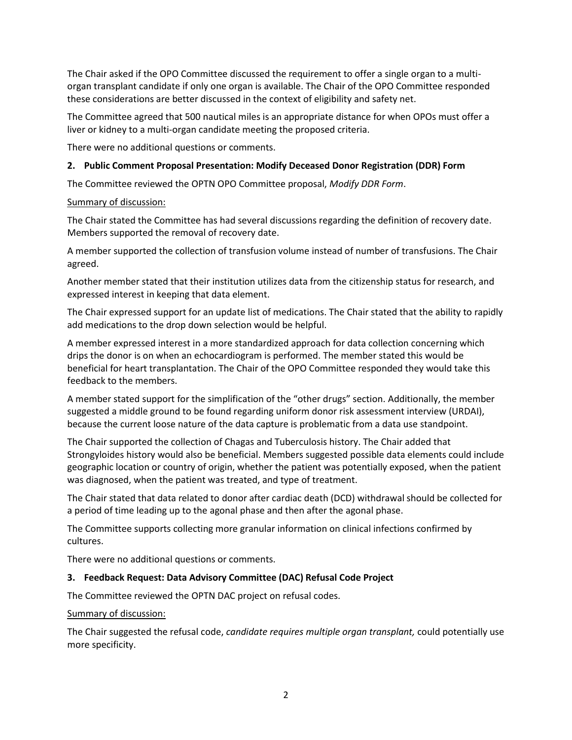The Chair asked if the OPO Committee discussed the requirement to offer a single organ to a multi-organ transplant candidate if only one organ is available. The Chair of the OPO Committee responded these considerations are better discussed in the context of eligibility and safety net.

The Committee agreed that 500 nautical miles is an appropriate distance for when OPOs must offer a liver or kidney to a multi-organ candidate meeting the proposed criteria.

There were no additional questions or comments.

**2. Public Comment Proposal Presentation: Modify Deceased Donor Registration (DDR) Form**

The Committee reviewed the OPTN OPO Committee proposal, *Modify DDR Form*.

Summary of discussion:

The Chair stated the Committee has had several discussions regarding the definition of recovery date. Members supported the removal of recovery date.

A member supported the collection of transfusion volume instead of number of transfusions. The Chair agreed.

Another member stated that their institution utilizes data from the citizenship status for research, and expressed interest in keeping that data element.

The Chair expressed support for an update list of medications. The Chair stated that the ability to rapidly add medications to the drop down selection would be helpful.

A member expressed interest in a more standardized approach for data collection concerning which drips the donor is on when an echocardiogram is performed. The member stated this would be beneficial for heart transplantation. The Chair of the OPO Committee responded they would take this feedback to the members.

A member stated support for the simplification of the "other drugs" section. Additionally, the member suggested a middle ground to be found regarding uniform donor risk assessment interview (URDAI), because the current loose nature of the data capture is problematic from a data use standpoint.

The Chair supported the collection of Chagas and Tuberculosis history. The Chair added that Strongyloides history would also be beneficial. Members suggested possible data elements could include geographic location or country of origin, whether the patient was potentially exposed, when the patient was diagnosed, when the patient was treated, and type of treatment.

The Chair stated that data related to donor after cardiac death (DCD) withdrawal should be collected for a period of time leading up to the agonal phase and then after the agonal phase.

The Committee supports collecting more granular information on clinical infections confirmed by cultures.

There were no additional questions or comments.

**3. Feedback Request: Data Advisory Committee (DAC) Refusal Code Project**

The Committee reviewed the OPTN DAC project on refusal codes.

Summary of discussion:

The Chair suggested the refusal code, *candidate requires multiple organ transplant,* could potentially use more specificity.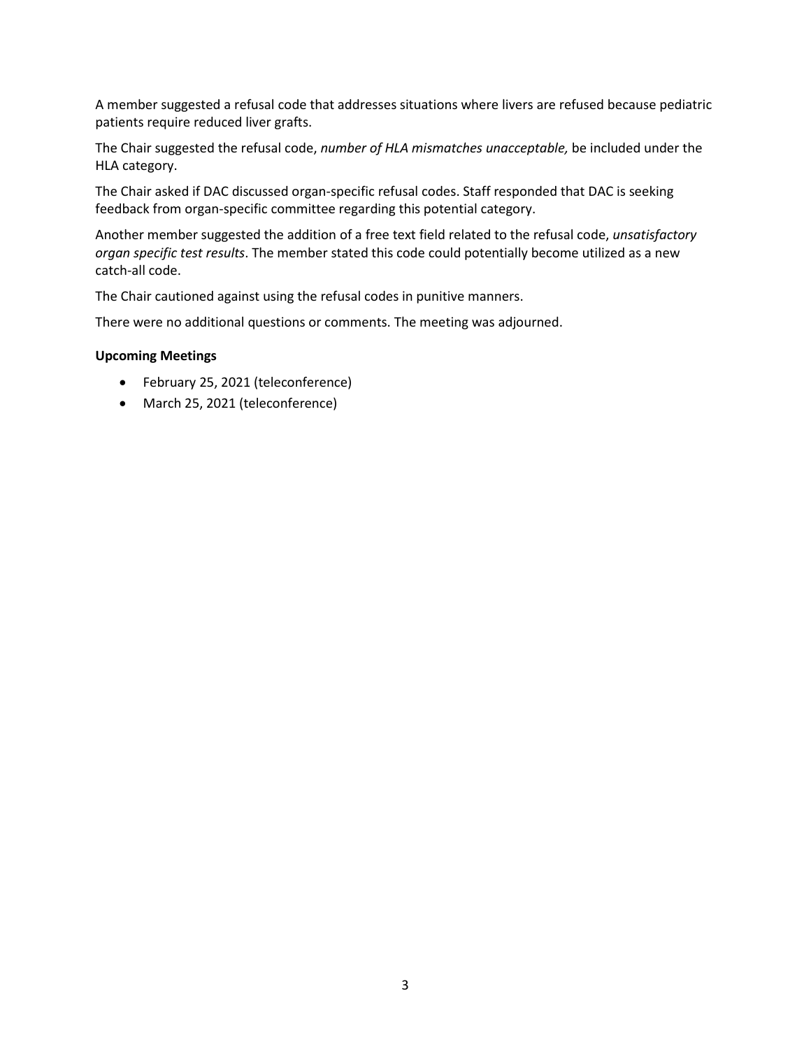A member suggested a refusal code that addresses situations where livers are refused because pediatric patients require reduced liver grafts.

The Chair suggested the refusal code, *number of HLA mismatches unacceptable,* be included under the HLA category.

The Chair asked if DAC discussed organ-specific refusal codes. Staff responded that DAC is seeking feedback from organ-specific committee regarding this potential category.

Another member suggested the addition of a free text field related to the refusal code, *unsatisfactory organ specific test results*. The member stated this code could potentially become utilized as a new catch-all code.

The Chair cautioned against using the refusal codes in punitive manners.

There were no additional questions or comments. The meeting was adjourned.

**Upcoming Meetings**

- February 25, 2021 (teleconference)
- March 25, 2021 (teleconference)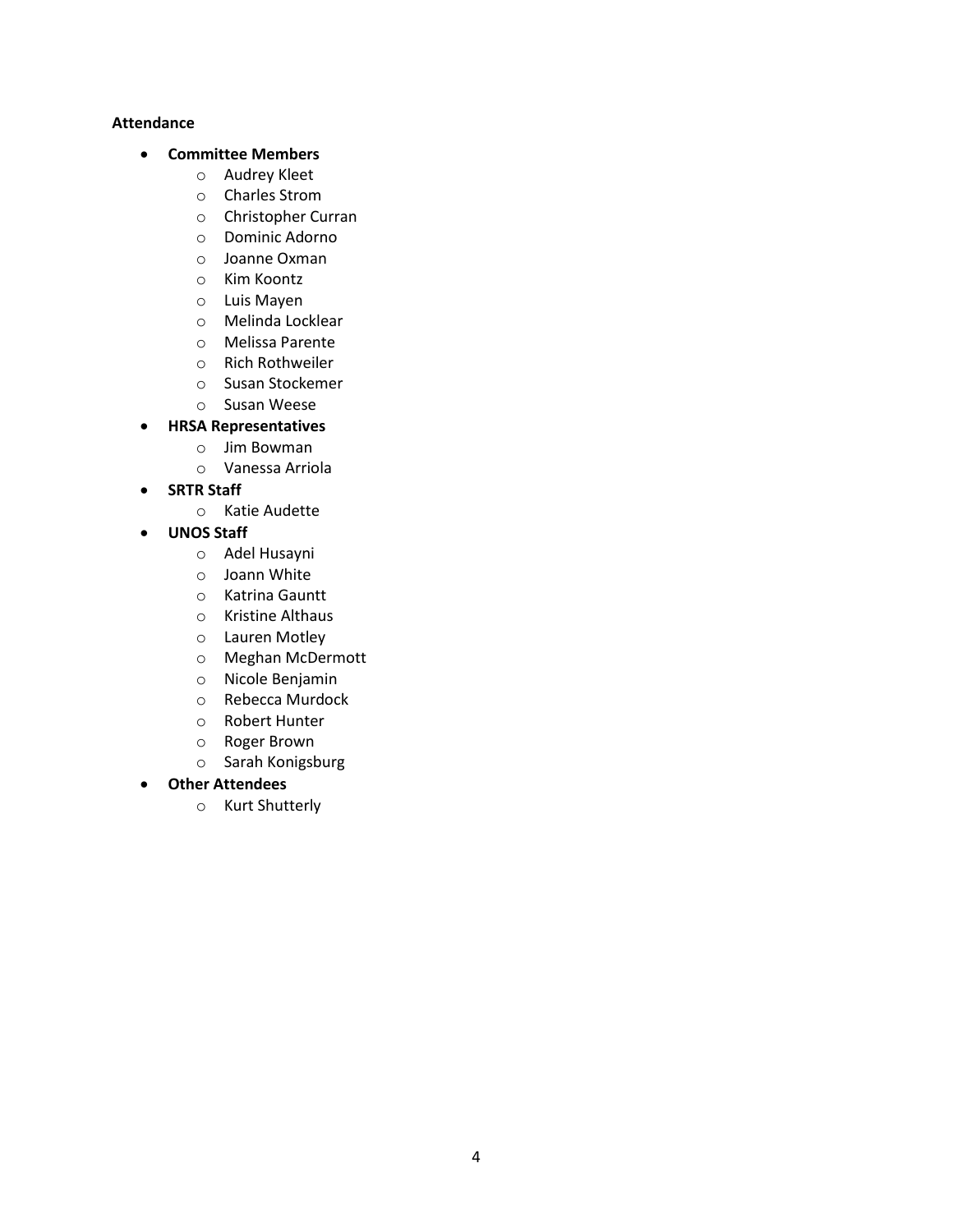**Attendance**

- **Committee Members**
  - Audrey Kleet
  - Charles Strom
  - Christopher Curran
  - Dominic Adorno
  - Joanne Oxman
  - Kim Koontz
  - Luis Mayen
  - Melinda Locklear
  - Melissa Parente
  - Rich Rothweiler
  - Susan Stockemer
  - Susan Weese
- **HRSA Representatives**
  - Jim Bowman
  - Vanessa Arriola
- **SRTR Staff**
  - Katie Audette
- **UNOS Staff**
  - Adel Husayni
  - Joann White
  - Katrina Gauntt
  - Kristine Althaus
  - Lauren Motley
  - Meghan McDermott
  - Nicole Benjamin
  - Rebecca Murdock
  - Robert Hunter
  - Roger Brown
  - Sarah Konigsburg
- **Other Attendees**
  - Kurt Shutterly